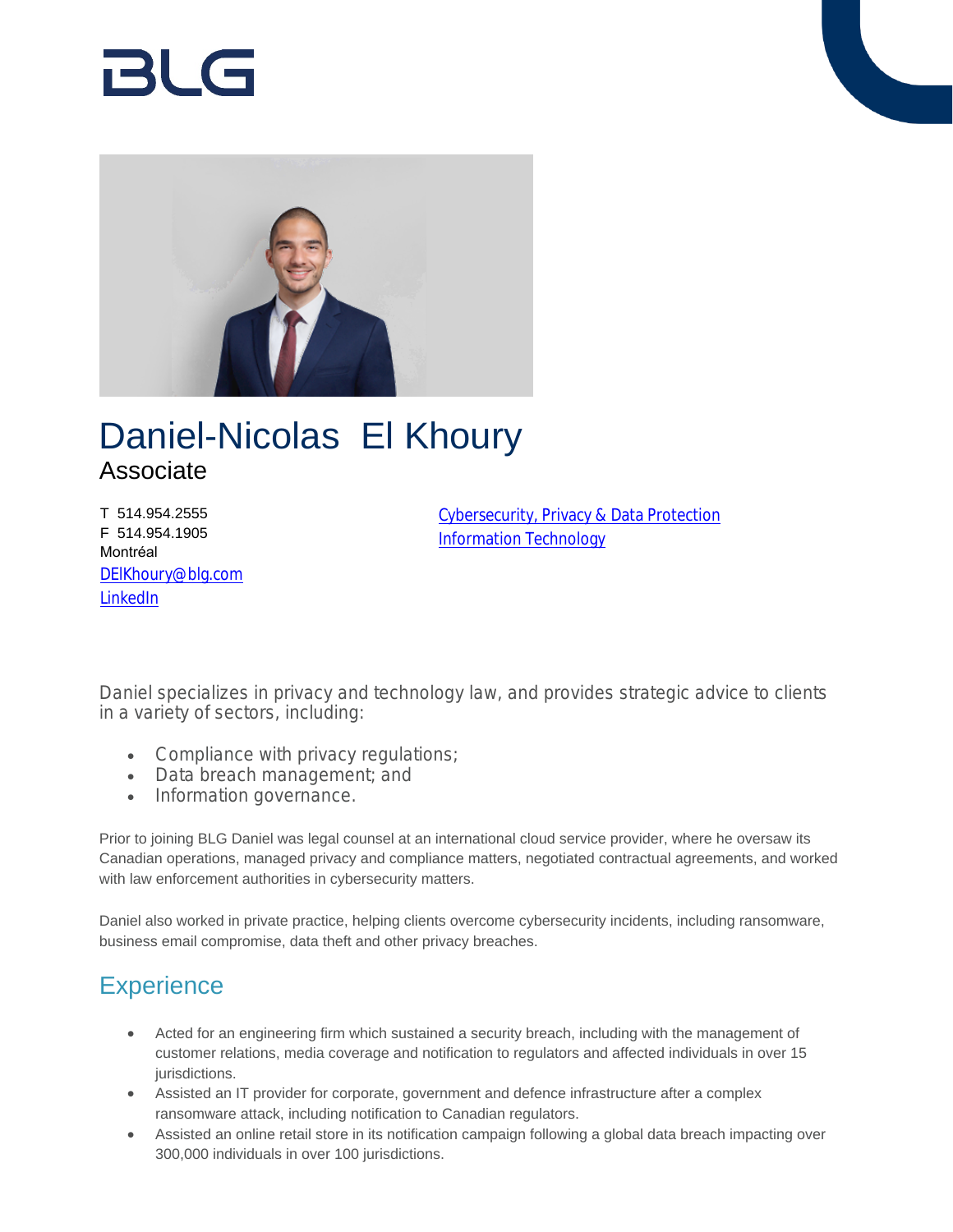# Daniel-Nicolas El Khoury

Associate

T 514.954.2555
F 514.954.1905
Montréal
DElKhoury@blg.com
LinkedIn

Cybersecurity, Privacy & Data Protection
Information Technology

Daniel specializes in privacy and technology law, and provides strategic advice to clients in a variety of sectors, including:

- Compliance with privacy regulations;
- Data breach management; and
- Information governance.

Prior to joining BLG Daniel was legal counsel at an international cloud service provider, where he oversaw its Canadian operations, managed privacy and compliance matters, negotiated contractual agreements, and worked with law enforcement authorities in cybersecurity matters.

Daniel also worked in private practice, helping clients overcome cybersecurity incidents, including ransomware, business email compromise, data theft and other privacy breaches.

## Experience

- Acted for an engineering firm which sustained a security breach, including with the management of customer relations, media coverage and notification to regulators and affected individuals in over 15 jurisdictions.
- Assisted an IT provider for corporate, government and defence infrastructure after a complex ransomware attack, including notification to Canadian regulators.
- Assisted an online retail store in its notification campaign following a global data breach impacting over 300,000 individuals in over 100 jurisdictions.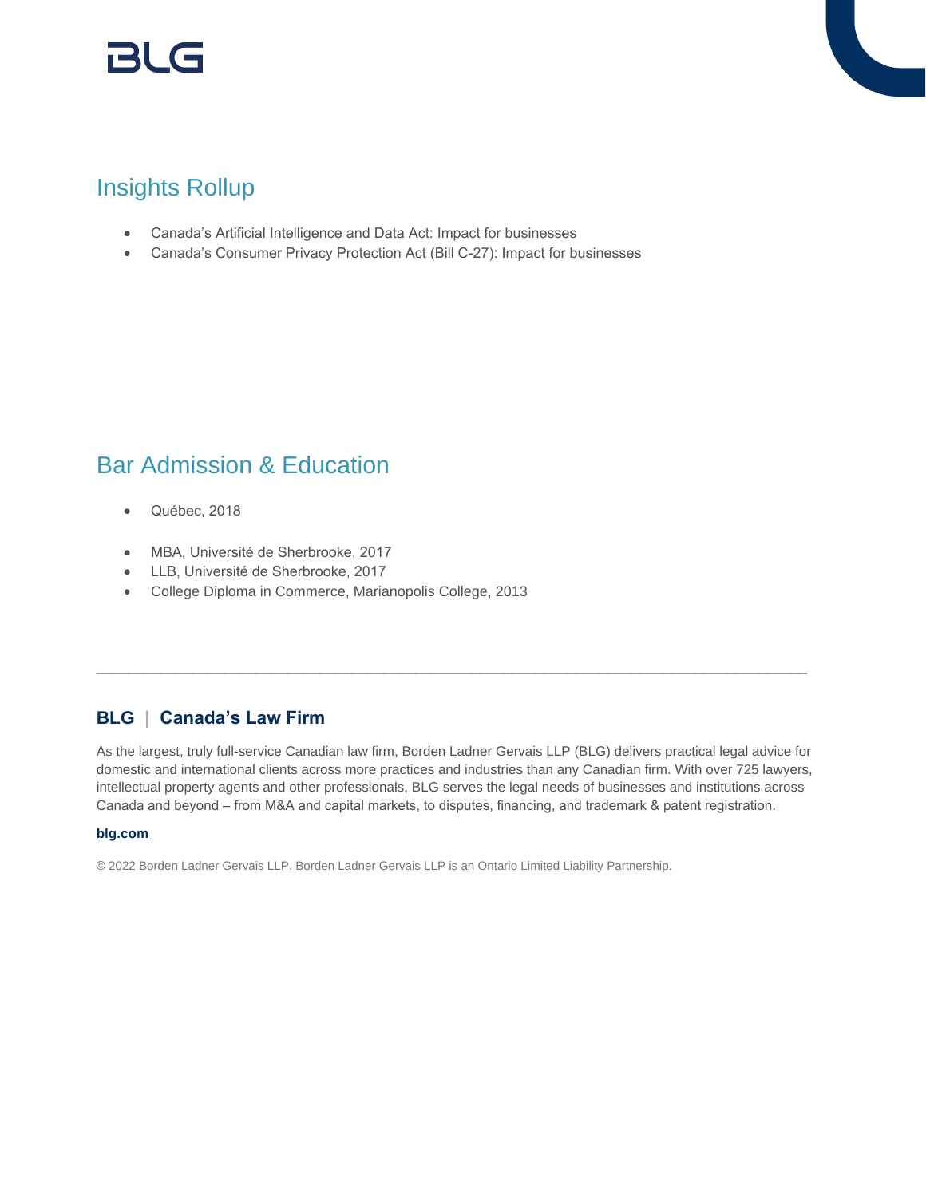## Insights Rollup

- Canada's Artificial Intelligence and Data Act: Impact for businesses
- Canada's Consumer Privacy Protection Act (Bill C-27): Impact for businesses

## Bar Admission & Education

- Québec, 2018

- MBA, Université de Sherbrooke, 2017
- LLB, Université de Sherbrooke, 2017
- College Diploma in Commerce, Marianopolis College, 2013

---

### BLG | Canada's Law Firm

As the largest, truly full-service Canadian law firm, Borden Ladner Gervais LLP (BLG) delivers practical legal advice for domestic and international clients across more practices and industries than any Canadian firm. With over 725 lawyers, intellectual property agents and other professionals, BLG serves the legal needs of businesses and institutions across Canada and beyond – from M&A and capital markets, to disputes, financing, and trademark & patent registration.

**blg.com**

© 2022 Borden Ladner Gervais LLP. Borden Ladner Gervais LLP is an Ontario Limited Liability Partnership.